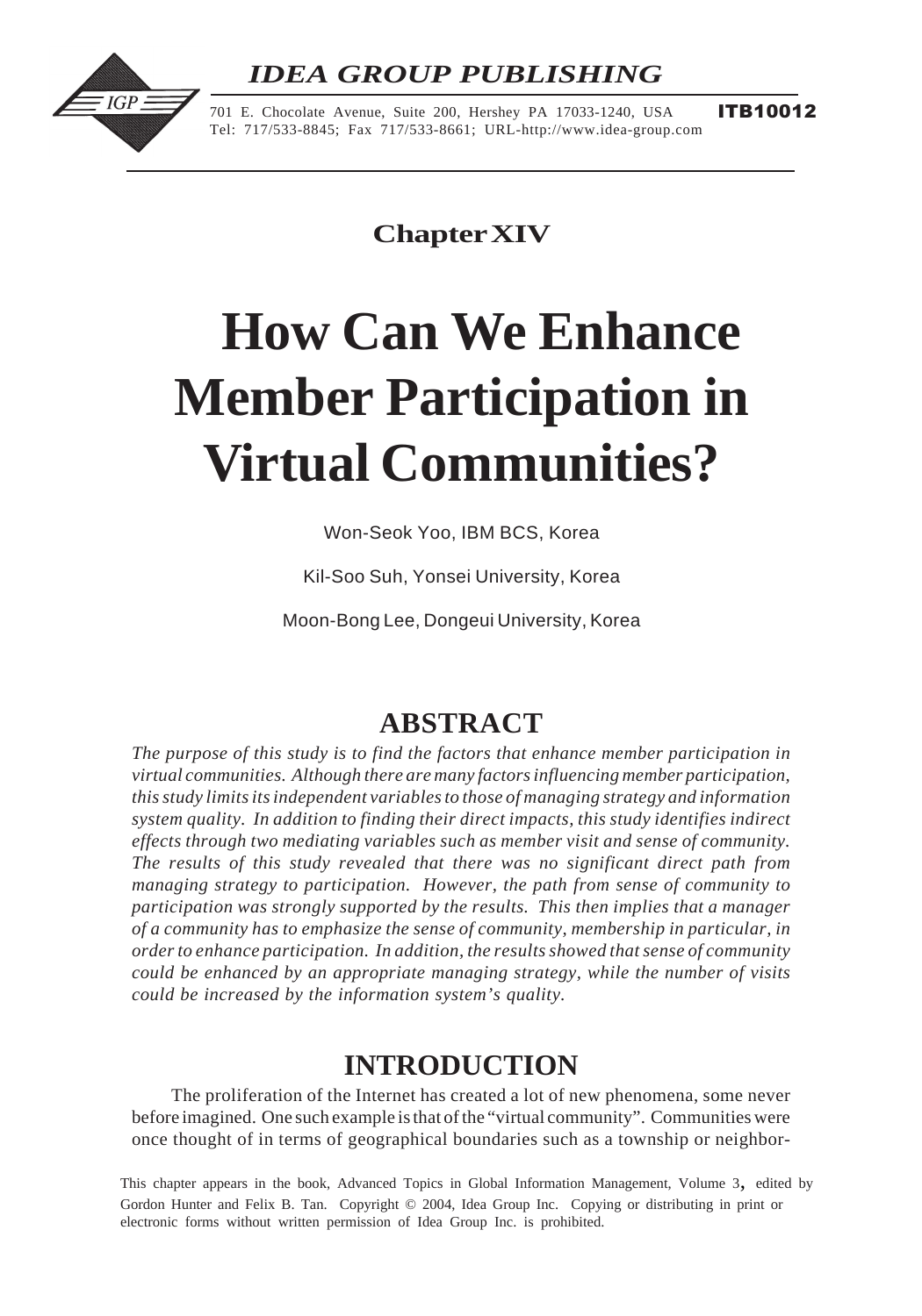# IDEA GROUP PUBLISHING

701 E. Chocolate Avenue, Suite 200, Hershey PA 17033-1240, USA **ITB10012**
Tel: 717/533-8845; Fax 717/533-8661; URL-http://www.idea-group.com

## Chapter XIV

# How Can We Enhance Member Participation in Virtual Communities?

Won-Seok Yoo, IBM BCS, Korea

Kil-Soo Suh, Yonsei University, Korea

Moon-Bong Lee, Dongeui University, Korea

## ABSTRACT

*The purpose of this study is to find the factors that enhance member participation in virtual communities. Although there are many factors influencing member participation, this study limits its independent variables to those of managing strategy and information system quality. In addition to finding their direct impacts, this study identifies indirect effects through two mediating variables such as member visit and sense of community. The results of this study revealed that there was no significant direct path from managing strategy to participation. However, the path from sense of community to participation was strongly supported by the results. This then implies that a manager of a community has to emphasize the sense of community, membership in particular, in order to enhance participation. In addition, the results showed that sense of community could be enhanced by an appropriate managing strategy, while the number of visits could be increased by the information system's quality.*

## INTRODUCTION

The proliferation of the Internet has created a lot of new phenomena, some never before imagined. One such example is that of the "virtual community". Communities were once thought of in terms of geographical boundaries such as a township or neighbor-

This chapter appears in the book, Advanced Topics in Global Information Management, Volume 3, edited by Gordon Hunter and Felix B. Tan. Copyright © 2004, Idea Group Inc. Copying or distributing in print or electronic forms without written permission of Idea Group Inc. is prohibited.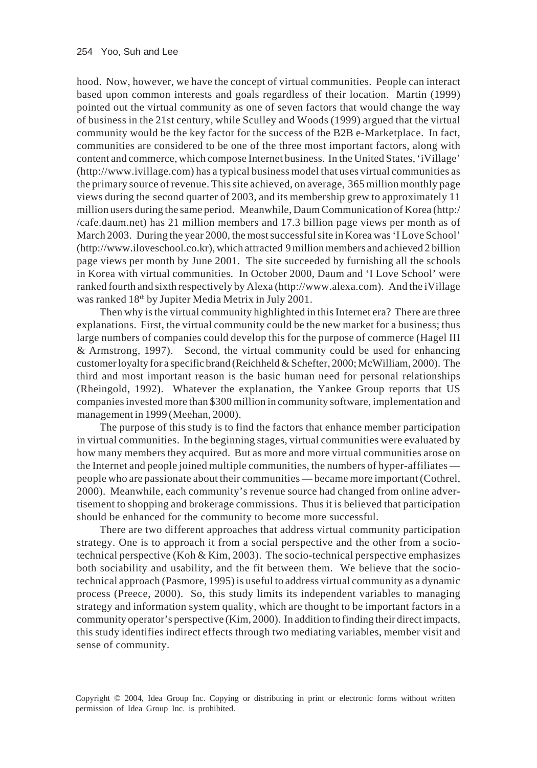hood. Now, however, we have the concept of virtual communities. People can interact based upon common interests and goals regardless of their location. Martin (1999) pointed out the virtual community as one of seven factors that would change the way of business in the 21st century, while Sculley and Woods (1999) argued that the virtual community would be the key factor for the success of the B2B e-Marketplace. In fact, communities are considered to be one of the three most important factors, along with content and commerce, which compose Internet business. In the United States, 'iVillage' (http://www.ivillage.com) has a typical business model that uses virtual communities as the primary source of revenue. This site achieved, on average, 365 million monthly page views during the second quarter of 2003, and its membership grew to approximately 11 million users during the same period. Meanwhile, Daum Communication of Korea (http://cafe.daum.net) has 21 million members and 17.3 billion page views per month as of March 2003. During the year 2000, the most successful site in Korea was 'I Love School' (http://www.iloveschool.co.kr), which attracted 9 million members and achieved 2 billion page views per month by June 2001. The site succeeded by furnishing all the schools in Korea with virtual communities. In October 2000, Daum and 'I Love School' were ranked fourth and sixth respectively by Alexa (http://www.alexa.com). And the iVillage was ranked 18th by Jupiter Media Metrix in July 2001.

Then why is the virtual community highlighted in this Internet era? There are three explanations. First, the virtual community could be the new market for a business; thus large numbers of companies could develop this for the purpose of commerce (Hagel III & Armstrong, 1997). Second, the virtual community could be used for enhancing customer loyalty for a specific brand (Reichheld & Schefter, 2000; McWilliam, 2000). The third and most important reason is the basic human need for personal relationships (Rheingold, 1992). Whatever the explanation, the Yankee Group reports that US companies invested more than $300 million in community software, implementation and management in 1999 (Meehan, 2000).

The purpose of this study is to find the factors that enhance member participation in virtual communities. In the beginning stages, virtual communities were evaluated by how many members they acquired. But as more and more virtual communities arose on the Internet and people joined multiple communities, the numbers of hyper-affiliates — people who are passionate about their communities — became more important (Cothrel, 2000). Meanwhile, each community's revenue source had changed from online advertisement to shopping and brokerage commissions. Thus it is believed that participation should be enhanced for the community to become more successful.

There are two different approaches that address virtual community participation strategy. One is to approach it from a social perspective and the other from a socio-technical perspective (Koh & Kim, 2003). The socio-technical perspective emphasizes both sociability and usability, and the fit between them. We believe that the socio-technical approach (Pasmore, 1995) is useful to address virtual community as a dynamic process (Preece, 2000). So, this study limits its independent variables to managing strategy and information system quality, which are thought to be important factors in a community operator's perspective (Kim, 2000). In addition to finding their direct impacts, this study identifies indirect effects through two mediating variables, member visit and sense of community.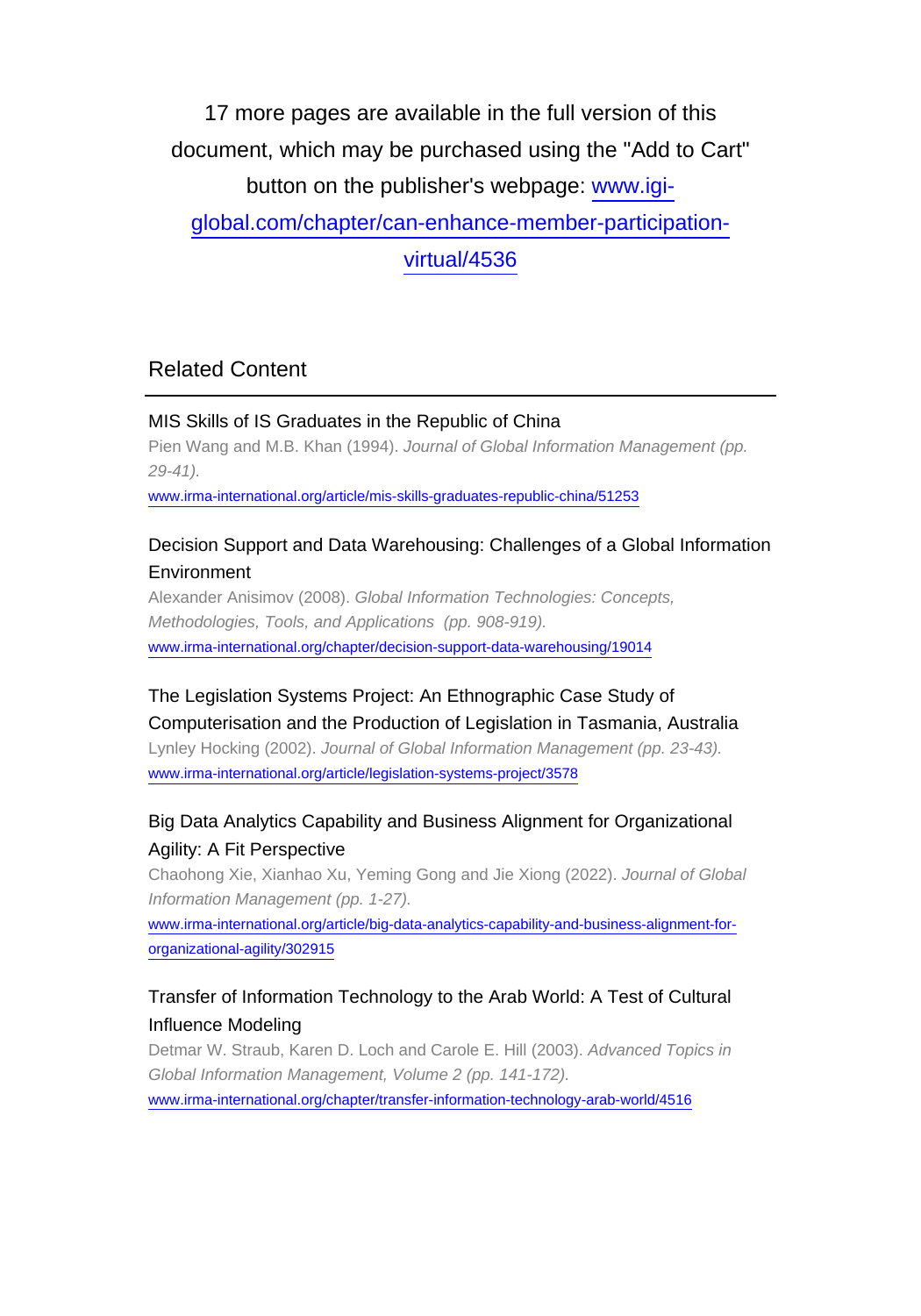17 more pages are available in the full version of this document, which may be purchased using the "Add to Cart" button on the publisher's webpage: [www.igi-global.com/chapter/can-enhance-member-participation-virtual/4536](www.igi-global.com/chapter/can-enhance-member-participation-virtual/4536)

## Related Content

**MIS Skills of IS Graduates in the Republic of China**
Pien Wang and M.B. Khan (1994). *Journal of Global Information Management (pp. 29-41).*
[www.irma-international.org/article/mis-skills-graduates-republic-china/51253](www.irma-international.org/article/mis-skills-graduates-republic-china/51253)

**Decision Support and Data Warehousing: Challenges of a Global Information Environment**
Alexander Anisimov (2008). *Global Information Technologies: Concepts, Methodologies, Tools, and Applications (pp. 908-919).*
[www.irma-international.org/chapter/decision-support-data-warehousing/19014](www.irma-international.org/chapter/decision-support-data-warehousing/19014)

**The Legislation Systems Project: An Ethnographic Case Study of Computerisation and the Production of Legislation in Tasmania, Australia**
Lynley Hocking (2002). *Journal of Global Information Management (pp. 23-43).*
[www.irma-international.org/article/legislation-systems-project/3578](www.irma-international.org/article/legislation-systems-project/3578)

**Big Data Analytics Capability and Business Alignment for Organizational Agility: A Fit Perspective**
Chaohong Xie, Xianhao Xu, Yeming Gong and Jie Xiong (2022). *Journal of Global Information Management (pp. 1-27).*
[www.irma-international.org/article/big-data-analytics-capability-and-business-alignment-for-organizational-agility/302915](www.irma-international.org/article/big-data-analytics-capability-and-business-alignment-for-organizational-agility/302915)

**Transfer of Information Technology to the Arab World: A Test of Cultural Influence Modeling**
Detmar W. Straub, Karen D. Loch and Carole E. Hill (2003). *Advanced Topics in Global Information Management, Volume 2 (pp. 141-172).*
[www.irma-international.org/chapter/transfer-information-technology-arab-world/4516](www.irma-international.org/chapter/transfer-information-technology-arab-world/4516)